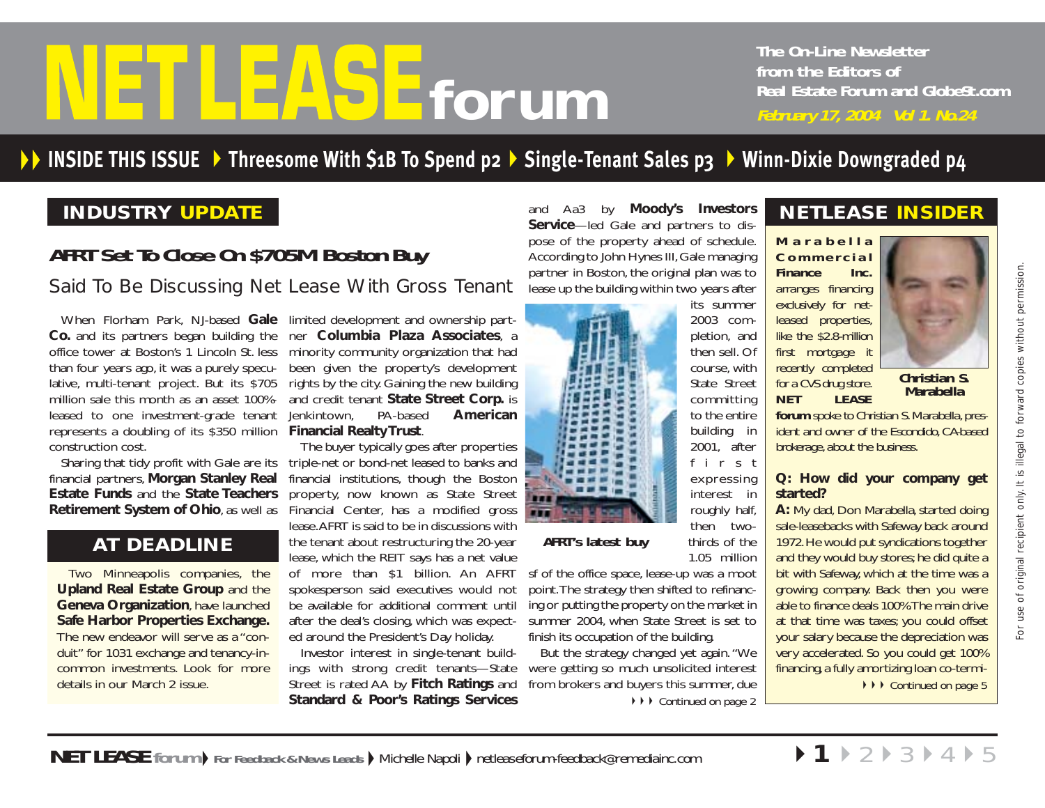# NET LEASE forum

The On-Line Newsletter from the Editors of Real Estate Forum and GlobeSt.com

February 17, 2004 Vol 1. No.24

**INSIDE THIS ISSUE** ▸ Threesome With $1B To Spend p2 ▸ Single-Tenant Sales p3 ▸ Winn-Dixie Downgraded p4

## INDUSTRY UPDATE

### AFRT Set To Close On $705M Boston Buy

#### Said To Be Discussing Net Lease With Gross Tenant

When Florham Park, NJ-based **Gale Co.** and its partners began building the office tower at Boston's 1 Lincoln St. less than four years ago, it was a purely speculative, multi-tenant project. But its $705 million sale this month as an asset 100%-leased to one investment-grade tenant represents a doubling of its $350 million construction cost.

Sharing that tidy profit with Gale are its financial partners, **Morgan Stanley Real Estate Funds** and the **State Teachers Retirement System of Ohio**, as well as limited development and ownership partner **Columbia Plaza Associates**, a minority community organization that had been given the property's development rights by the city. Gaining the new building and credit tenant **State Street Corp.** is Jenkintown, PA-based **American Financial Realty Trust**.

The buyer typically goes after properties triple-net or bond-net leased to banks and financial institutions, though the Boston property, now known as State Street Financial Center, has a modified gross lease. AFRT is said to be in discussions with the tenant about restructuring the 20-year lease, which the REIT says has a net value of more than $1 billion. An AFRT spokesperson said executives would not be available for additional comment until after the deal's closing, which was expected around the President's Day holiday.

Investor interest in single-tenant buildings with strong credit tenants—State Street is rated AA by **Fitch Ratings** and **Standard & Poor's Ratings Services** and Aa3 by **Moody's Investors Service**—led Gale and partners to dispose of the property ahead of schedule. According to John Hynes III, Gale managing partner in Boston, the original plan was to lease up the building within two years after its summer 2003 completion, and then sell. Of course, with State Street committing to the entire building in 2001, after first expressing interest in roughly half, then two-thirds of the 1.05 million sf of the office space, lease-up was a moot point. The strategy then shifted to refinancing or putting the property on the market in summer 2004, when State Street is set to finish its occupation of the building.

AFRT's latest buy

But the strategy changed yet again. "We were getting so much unsolicited interest from brokers and buyers this summer, due

▸▸▸ Continued on page 2

## AT DEADLINE

Two Minneapolis companies, the **Upland Real Estate Group** and the **Geneva Organization**, have launched **Safe Harbor Properties Exchange.** The new endeavor will serve as a "conduit" for 1031 exchange and tenancy-in-common investments. Look for more details in our March 2 issue.

## NETLEASE INSIDER

**Marabella Commercial Finance Inc.** arranges financing exclusively for net-leased properties, like the $2.8-million first mortgage it recently completed for a CVS drug store. **NET LEASE forum** spoke to Christian S. Marabella, president and owner of the Escondido, CA-based brokerage, about the business.

Christian S. Marabella

**Q: How did your company get started?**

**A:** My dad, Don Marabella, started doing sale-leasebacks with Safeway back around 1972. He would put syndications together and they would buy stores; he did quite a bit with Safeway, which at the time was a growing company. Back then you were able to finance deals 100%. The main drive at that time was taxes; you could offset your salary because the depreciation was very accelerated. So you could get 100% financing, a fully amortizing loan co-termi-

▸▸▸ Continued on page 5

For use of original recipient only. It is illegal to forward copies without permission.

**NET LEASE forum** ▸ For Feedback & News Leads ▸ Michelle Napoli ▸ netleaseforum-feedback@remediainc.com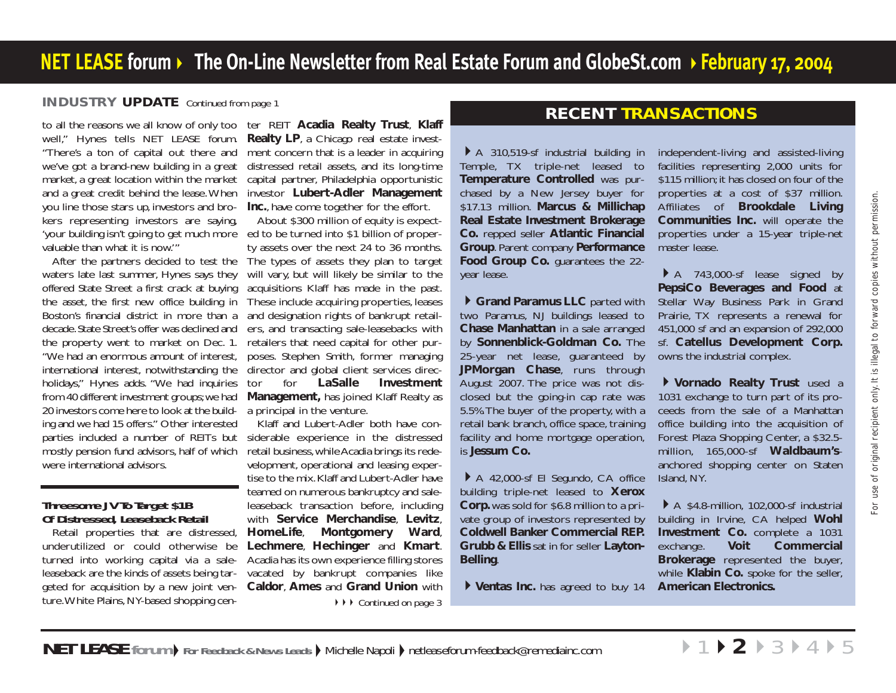## INDUSTRY UPDATE *Continued from page 1*

to all the reasons we all know of only too well," Hynes tells NET LEASE forum. "There's a ton of capital out there and we've got a brand-new building in a great market, a great location within the market and a great credit behind the lease. When you line those stars up, investors and brokers representing investors are saying, 'your building isn't going to get much more valuable than what it is now.'"

After the partners decided to test the waters late last summer, Hynes says they offered State Street a first crack at buying the asset, the first new office building in Boston's financial district in more than a decade. State Street's offer was declined and the property went to market on Dec. 1. "We had an enormous amount of interest, international interest, notwithstanding the holidays," Hynes adds. "We had inquiries from 40 different investment groups; we had 20 investors come here to look at the building and we had 15 offers." Other interested parties included a number of REITs but mostly pension fund advisors, half of which were international advisors.

### Threesome JV To Target $1B Of Distressed, Leaseback Retail

Retail properties that are distressed, underutilized or could otherwise be turned into working capital via a sale-leaseback are the kinds of assets being targeted for acquisition by a new joint venture. White Plains, NY-based shopping center REIT **Acadia Realty Trust**, **Klaff Realty LP**, a Chicago real estate investment concern that is a leader in acquiring distressed retail assets, and its long-time capital partner, Philadelphia opportunistic investor **Lubert-Adler Management Inc.**, have come together for the effort.

About $300 million of equity is expected to be turned into $1 billion of property assets over the next 24 to 36 months. The types of assets they plan to target will vary, but will likely be similar to the acquisitions Klaff has made in the past. These include acquiring properties, leases and designation rights of bankrupt retailers, and transacting sale-leasebacks with retailers that need capital for other purposes. Stephen Smith, former managing director and global client services director for **LaSalle Investment Management,** has joined Klaff Realty as a principal in the venture.

Klaff and Lubert-Adler both have considerable experience in the distressed retail business, while Acadia brings its redevelopment, operational and leasing expertise to the mix. Klaff and Lubert-Adler have teamed on numerous bankruptcy and sale-leaseback transaction before, including with **Service Merchandise**, **Levitz**, **HomeLife**, **Montgomery Ward**, **Lechmere**, **Hechinger** and **Kmart**. Acadia has its own experience filling stores vacated by bankrupt companies like **Caldor**, **Ames** and **Grand Union** with

*Continued on page 3*

## RECENT TRANSACTIONS

A 310,519-sf industrial building in Temple, TX triple-net leased to **Temperature Controlled** was purchased by a New Jersey buyer for $17.13 million. **Marcus & Millichap Real Estate Investment Brokerage Co.** repped seller **Atlantic Financial Group**. Parent company **Performance Food Group Co.** guarantees the 22-year lease.

**Grand Paramus LLC** parted with two Paramus, NJ buildings leased to **Chase Manhattan** in a sale arranged by **Sonnenblick-Goldman Co.** The 25-year net lease, guaranteed by **JPMorgan Chase**, runs through August 2007. The price was not disclosed but the going-in cap rate was 5.5%. The buyer of the property, with a retail bank branch, office space, training facility and home mortgage operation, is **Jessum Co.**

A 42,000-sf El Segundo, CA office building triple-net leased to **Xerox Corp.** was sold for $6.8 million to a private group of investors represented by **Coldwell Banker Commercial REP. Grubb & Ellis** sat in for seller **Layton-Belling**.

**Ventas Inc.** has agreed to buy 14 independent-living and assisted-living facilities representing 2,000 units for $115 million; it has closed on four of the properties at a cost of $37 million. Affiliates of **Brookdale Living Communities Inc.** will operate the properties under a 15-year triple-net master lease.

A 743,000-sf lease signed by **PepsiCo Beverages and Food** at Stellar Way Business Park in Grand Prairie, TX represents a renewal for 451,000 sf and an expansion of 292,000 sf. **Catellus Development Corp.** owns the industrial complex.

**Vornado Realty Trust** used a 1031 exchange to turn part of its proceeds from the sale of a Manhattan office building into the acquisition of Forest Plaza Shopping Center, a $32.5-million, 165,000-sf **Waldbaum's**-anchored shopping center on Staten Island, NY.

A $4.8-million, 102,000-sf industrial building in Irvine, CA helped **Wohl Investment Co.** complete a 1031 exchange. **Voit Commercial Brokerage** represented the buyer, while **Klabin Co.** spoke for the seller, **American Electronics.**

For use of original recipient only. It is illegal to forward copies without permission.

**NET LEASE forum** For Feedback & News Leads: Michelle Napoli netleaseforum-feedback@remediainc.com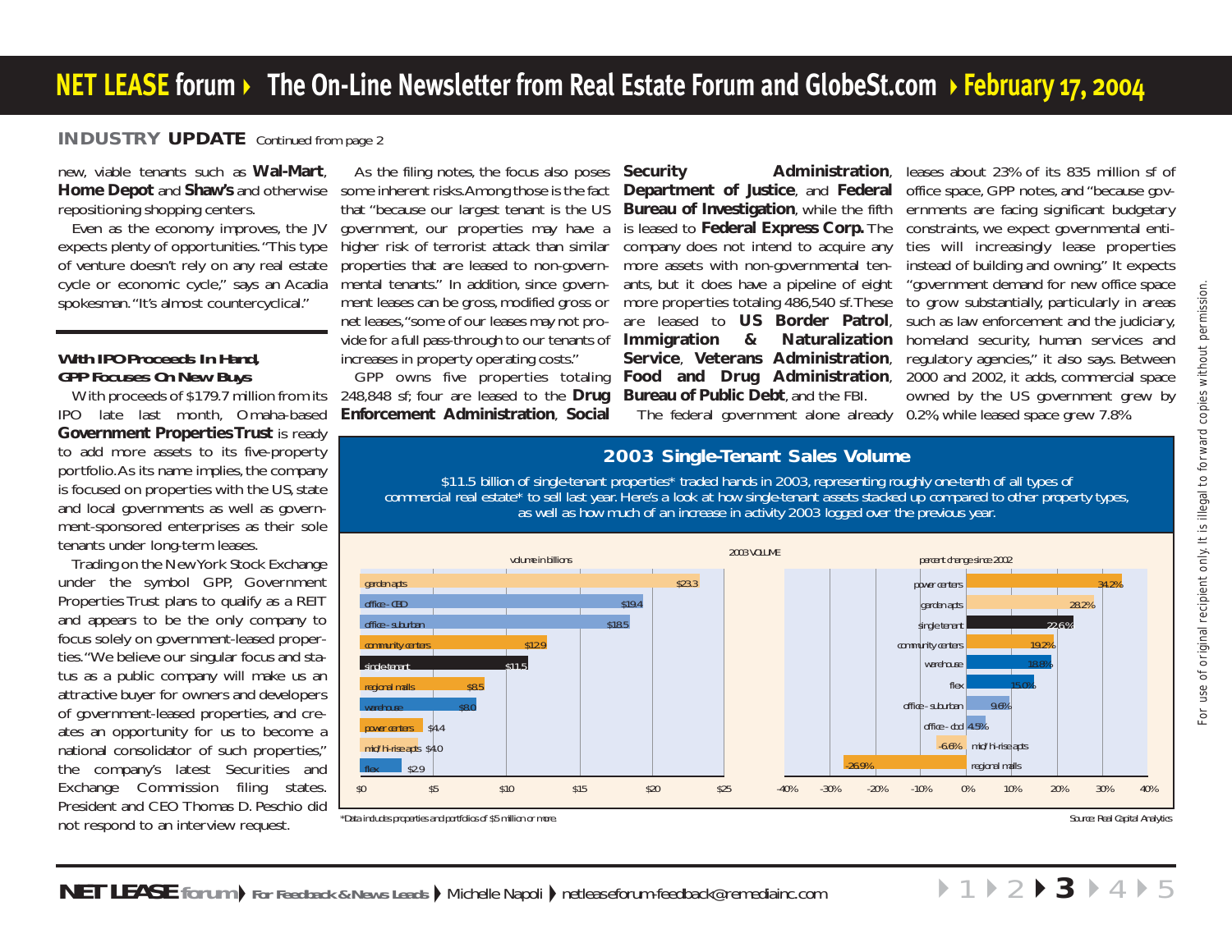## INDUSTRY UPDATE Continued from page 2

new, viable tenants such as **Wal-Mart**, **Home Depot** and **Shaw's** and otherwise repositioning shopping centers.

Even as the economy improves, the JV expects plenty of opportunities. "This type of venture doesn't rely on any real estate cycle or economic cycle," says an Acadia spokesman. "It's almost countercyclical."

### With IPO Proceeds In Hand, GPP Focuses On New Buys

With proceeds of $179.7 million from its IPO late last month, Omaha-based **Government Properties Trust** is ready to add more assets to its five-property portfolio. As its name implies, the company is focused on properties with the US, state and local governments as well as government-sponsored enterprises as their sole tenants under long-term leases.

Trading on the New York Stock Exchange under the symbol GPP, Government Properties Trust plans to qualify as a REIT and appears to be the only company to focus solely on government-leased properties. "We believe our singular focus and status as a public company will make us an attractive buyer for owners and developers of government-leased properties, and creates an opportunity for us to become a national consolidator of such properties," the company's latest Securities and Exchange Commission filing states. President and CEO Thomas D. Peschio did not respond to an interview request.

As the filing notes, the focus also poses some inherent risks. Among those is the fact that "because our largest tenant is the US government, our properties may have a higher risk of terrorist attack than similar properties that are leased to non-governmental tenants." In addition, since government leases can be gross, modified gross or net leases, "some of our leases may not provide for a full pass-through to our tenants of increases in property operating costs."

GPP owns five properties totaling 248,848 sf; four are leased to the **Drug Enforcement Administration**, **Social Security Administration**, **Department of Justice**, and **Federal Bureau of Investigation**, while the fifth is leased to **Federal Express Corp.** The company does not intend to acquire any more assets with non-governmental tenants, but it does have a pipeline of eight more properties totaling 486,540 sf. These are leased to **US Border Patrol**, **Immigration & Naturalization Service**, **Veterans Administration**, **Food and Drug Administration**, **Bureau of Public Debt**, and the FBI.

The federal government alone already leases about 23% of its 835 million sf of office space, GPP notes, and "because governments are facing significant budgetary constraints, we expect governmental entities will increasingly lease properties instead of building and owning." It expects "government demand for new office space to grow substantially, particularly in areas such as law enforcement and the judiciary, homeland security, human services and regulatory agencies," it also says. Between 2000 and 2002, it adds, commercial space owned by the US government grew by 0.2%, while leased space grew 7.8%.

### 2003 Single-Tenant Sales Volume

$11.5 billion of single-tenant properties* traded hands in 2003, representing roughly one-tenth of all types of commercial real estate* to sell last year. Here's a look at how single-tenant assets stacked up compared to other property types, as well as how much of an increase in activity 2003 logged over the previous year.

**2003 VOLUME — volume in billions**

| Property type | Volume |
|---|---|
| garden apts | $23.3 |
| office - CBD | $19.4 |
| office - suburban | $18.5 |
| community centers | $12.9 |
| single-tenant | $11.5 |
| regional malls | $8.5 |
| warehouse | $8.0 |
| power centers | $4.4 |
| mid/hi-rise apts | $4.0 |
| flex | $2.9 |

**percent change since 2002**

| Property type | % change |
|---|---|
| power centers | 34.2% |
| garden apts | 28.2% |
| single-tenant | 22.6% |
| community centers | 19.2% |
| warehouse | 18.8% |
| flex | 15.0% |
| office - suburban | 9.6% |
| office - cbd | 4.5% |
| mid/hi-rise apts | -6.6% |
| regional malls | -26.9% |

*Data includes properties and portfolios of $5 million or more.

Source: Real Capital Analytics

For use of original recipient only. It is illegal to forward copies without permission.

**NET LEASE forum** For Feedback & News Leads Michelle Napoli netleaseforum-feedback@remediainc.com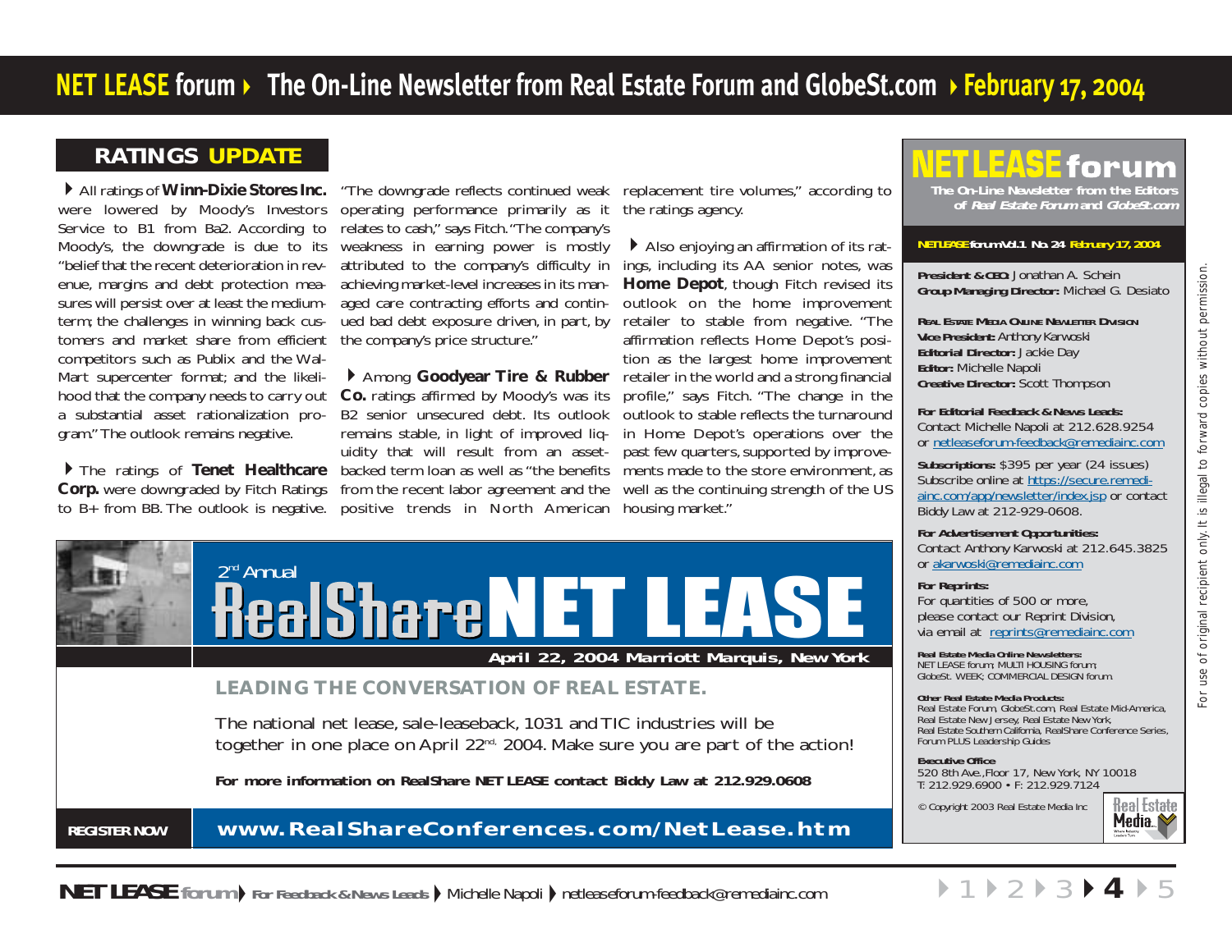## RATINGS UPDATE

All ratings of **Winn-Dixie Stores Inc.** were lowered by Moody's Investors Service to B1 from Ba2. According to Moody's, the downgrade is due to its "belief that the recent deterioration in revenue, margins and debt protection measures will persist over at least the medium-term; the challenges in winning back customers and market share from efficient competitors such as Publix and the Wal-Mart supercenter format; and the likelihood that the company needs to carry out a substantial asset rationalization program." The outlook remains negative.

The ratings of **Tenet Healthcare Corp.** were downgraded by Fitch Ratings to B+ from BB. The outlook is negative. "The downgrade reflects continued weak operating performance primarily as it relates to cash," says Fitch. "The company's weakness in earning power is mostly attributed to the company's difficulty in achieving market-level increases in its managed care contracting efforts and continued bad debt exposure driven, in part, by the company's price structure."

Among **Goodyear Tire & Rubber Co.** ratings affirmed by Moody's was its B2 senior unsecured debt. Its outlook remains stable, in light of improved liquidity that will result from an asset-backed term loan as well as "the benefits from the recent labor agreement and the positive trends in North American replacement tire volumes," according to the ratings agency.

Also enjoying an affirmation of its ratings, including its AA senior notes, was **Home Depot**, though Fitch revised its outlook on the home improvement retailer to stable from negative. "The affirmation reflects Home Depot's position as the largest home improvement retailer in the world and a strong financial profile," says Fitch. "The change in the outlook to stable reflects the turnaround in Home Depot's operations over the past few quarters, supported by improvements made to the store environment, as well as the continuing strength of the US housing market."

---

2nd Annual **RealShare NET LEASE**

**April 22, 2004 Marriott Marquis, New York**

**LEADING THE CONVERSATION OF REAL ESTATE.**

The national net lease, sale-leaseback, 1031 and TIC industries will be together in one place on April 22nd. 2004. Make sure you are part of the action!

**For more information on RealShare NET LEASE contact Biddy Law at 212.929.0608**

**REGISTER NOW** **www.RealShareConferences.com/NetLease.htm**

---

# NET LEASE forum

The On-Line Newsletter from the Editors of *Real Estate Forum* and *GlobeSt.com*

NET LEASE forum Vol. 1 No. 24 February 17, 2004

**President & CEO:** Jonathan A. Schein
**Group Managing Director:** Michael G. Desiato

**Real Estate Media Online Newsletter Division**
**Vice President:** Anthony Karwoski
**Editorial Director:** Jackie Day
**Editor:** Michelle Napoli
**Creative Director:** Scott Thompson

**For Editorial Feedback & News Leads:**
Contact Michelle Napoli at 212.628.9254 or netleaseforum-feedback@remediainc.com

**Subscriptions:** $395 per year (24 issues)
Subscribe online at https://secure.remediainc.com/app/newsletter/index.jsp or contact Biddy Law at 212-929-0608.

**For Advertisement Opportunities:**
Contact Anthony Karwoski at 212.645.3825 or akarwoski@remediainc.com

**For Reprints:**
For quantities of 500 or more, please contact our Reprint Division, via email at reprints@remediainc.com

**Real Estate Media Online Newsletters:**
NET LEASE forum; MULTI HOUSING forum; GlobeSt. WEEK; COMMERCIAL DESIGN forum

**Other Real Estate Media Products:**
Real Estate Forum, GlobeSt.com, Real Estate Mid-America, Real Estate New Jersey, Real Estate New York, Real Estate Southern California, RealShare Conference Series, Forum PLUS Leadership Guides

**Executive Office**
520 8th Ave., Floor 17, New York, NY 10018
T: 212.929.6900 • F: 212.929.7124

© Copyright 2003 Real Estate Media Inc

For use of original recipient only. It is illegal to forward copies without permission.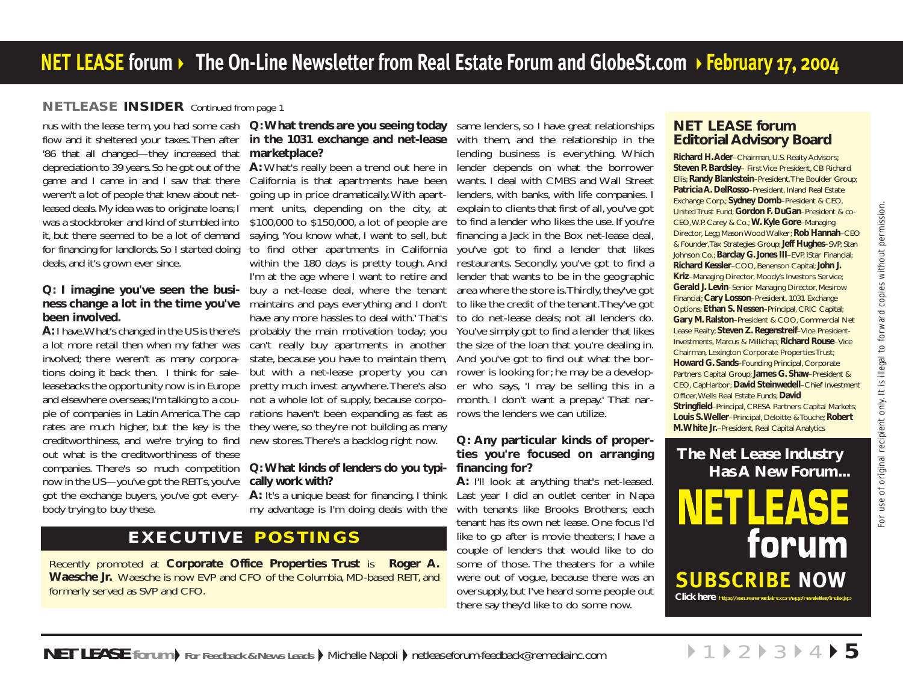## NETLEASE INSIDER Continued from page 1

nus with the lease term, you had some cash flow and it sheltered your taxes. Then after '86 that all changed—they increased that depreciation to 39 years. So he got out of the game and I came in and I saw that there weren't a lot of people that knew about net-leased deals. My idea was to originate loans; I was a stockbroker and kind of stumbled into it, but there seemed to be a lot of demand for financing for landlords. So I started doing deals, and it's grown ever since.

**Q: I imagine you've seen the business change a lot in the time you've been involved.**

**A:** I have. What's changed in the US is there's a lot more retail then when my father was involved; there weren't as many corporations doing it back then. I think for sale-leasebacks the opportunity now is in Europe and elsewhere overseas; I'm talking to a couple of companies in Latin America. The cap rates are much higher, but the key is the creditworthiness, and we're trying to find out what is the creditworthiness of these companies. There's so much competition now in the US—you've got the REITs, you've got the exchange buyers, you've got everybody trying to buy these.

**Q: What trends are you seeing today in the 1031 exchange and net-lease marketplace?**

**A:** What's really been a trend out here in California is that apartments have been going up in price dramatically. With apartment units, depending on the city, at $100,000 to $150,000, a lot of people are saying, 'You know what, I want to sell, but to find other apartments in California within the 180 days is pretty tough. And I'm at the age where I want to retire and buy a net-lease deal, where the tenant maintains and pays everything and I don't have any more hassles to deal with.' That's probably the main motivation today; you can't really buy apartments in another state, because you have to maintain them, but with a net-lease property you can pretty much invest anywhere. There's also not a whole lot of supply, because corporations haven't been expanding as fast as they were, so they're not building as many new stores. There's a backlog right now.

**Q: What kinds of lenders do you typically work with?**

**A:** It's a unique beast for financing. I think my advantage is I'm doing deals with the same lenders, so I have great relationships with them, and the relationship in the lending business is everything. Which lender depends on what the borrower wants. I deal with CMBS and Wall Street lenders, with banks, with life companies. I explain to clients that first of all, you've got to find a lender who likes the use. If you're financing a Jack in the Box net-lease deal, you've got to find a lender that likes restaurants. Secondly, you've got to find a lender that wants to be in the geographic area where the store is. Thirdly, they've got to like the credit of the tenant. They've got to do net-lease deals; not all lenders do. You've simply got to find a lender that likes the size of the loan that you're dealing in. And you've got to find out what the borrower is looking for; he may be a developer who says, 'I may be selling this in a month. I don't want a prepay.' That narrows the lenders we can utilize.

**Q: Any particular kinds of properties you're focused on arranging financing for?**

**A:** I'll look at anything that's net-leased. Last year I did an outlet center in Napa with tenants like Brooks Brothers; each tenant has its own net lease. One focus I'd like to go after is movie theaters; I have a couple of lenders that would like to do some of those. The theaters for a while were out of vogue, because there was an oversupply, but I've heard some people out there say they'd like to do some now.

## EXECUTIVE POSTINGS

Recently promoted at **Corporate Office Properties Trust** is **Roger A. Waesche Jr.** Waesche is now EVP and CFO of the Columbia, MD-based REIT, and formerly served as SVP and CFO.

## NET LEASE forum Editorial Advisory Board

**Richard H. Ader**–Chairman, U.S. Realty Advisors; **Steven P. Bardsley**– First Vice President, CB Richard Ellis; **Randy Blankstein**–President, The Boulder Group; **Patricia A. DelRosso**–President, Inland Real Estate Exchange Corp.; **Sydney Domb**–President & CEO, United Trust Fund; **Gordon F. DuGan**–President & co-CEO, W.P. Carey & Co.; **W. Kyle Gore**–Managing Director, Legg Mason Wood Walker; **Rob Hannah**–CEO & Founder, Tax Strategies Group; **Jeff Hughes**–SVP, Stan Johnson Co.; **Barclay G. Jones III**–EVP, iStar Financial; **Richard Kessler**–COO, Benenson Capital; **John J. Kriz**–Managing Director, Moody's Investors Service; **Gerald J. Levin**–Senior Managing Director, Mesirow Financial; **Cary Losson**–President, 1031 Exchange Options; **Ethan S. Nessen**–Principal, CRIC Capital; **Gary M. Ralston**–President & COO, Commercial Net Lease Realty; **Steven Z. Regenstreif**–Vice President-Investments, Marcus & Millichap; **Richard Rouse**–Vice Chairman, Lexington Corporate Properties Trust; **Howard G. Sands**–Founding Principal, Corporate Partners Capital Group; **James G. Shaw**–President & CEO, CapHarbor; **David Steinwedell**–Chief Investment Officer, Wells Real Estate Funds; **David Stringfield**–Principal, CRESA Partners Capital Markets; **Louis S. Weller**–Principal, Deloitte & Touche; **Robert M. White Jr.**–President, Real Capital Analytics

**The Net Lease Industry Has A New Forum...**

**NET LEASE forum**

**SUBSCRIBE NOW**

**Click here** https://secure.remediainc.com/app/newsletter/index.jsp

For use of original recipient only. It is illegal to forward copies without permission.

**NET LEASE forum** For Feedback & News Leads Michelle Napoli netleaseforum-feedback@remediainc.com